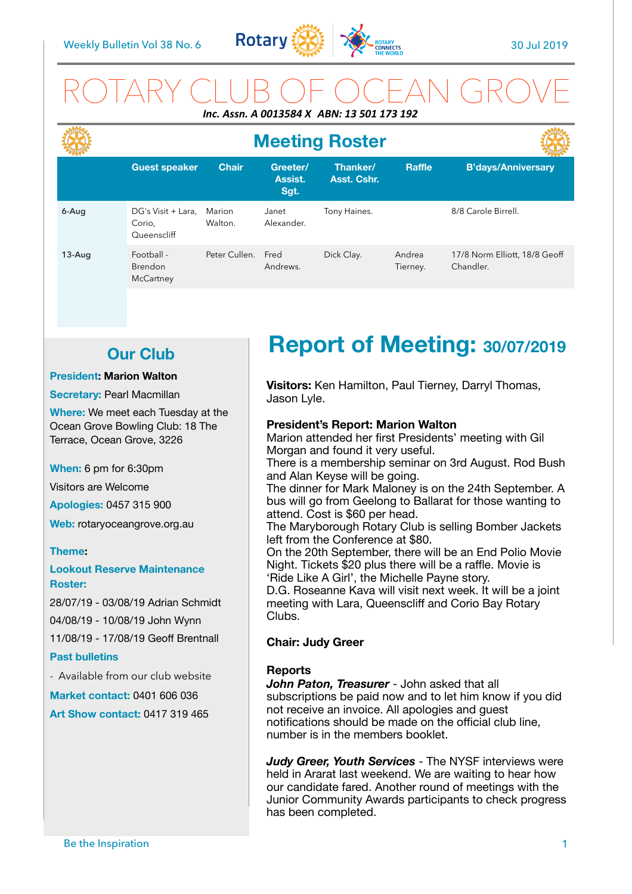Weekly Bulletin Vol 38 No. 6 — 30 Jul 2019

# ROTARY CLUB OF OCEAN GROVE

***Inc. Assn. A 0013584 X ABN: 13 501 173 192***

## Meeting Roster

| | Guest speaker | Chair | Greeter/ Assist. Sgt. | Thanker/ Asst. Cshr. | Raffle | B'days/Anniversary |
|---|---|---|---|---|---|---|
| **6-Aug** | DG's Visit + Lara, Corio, Queenscliff | Marion Walton. | Janet Alexander. | Tony Haines. | | 8/8 Carole Birrell. |
| **13-Aug** | Football - Brendon McCartney | Peter Cullen. | Fred Andrews. | Dick Clay. | Andrea Tierney. | 17/8 Norm Elliott, 18/8 Geoff Chandler. |

## Our Club

**President: Marion Walton**

**Secretary:** Pearl Macmillan

**Where:** We meet each Tuesday at the Ocean Grove Bowling Club: 18 The Terrace, Ocean Grove, 3226

**When:** 6 pm for 6:30pm

Visitors are Welcome

**Apologies:** 0457 315 900

**Web:** rotaryoceangrove.org.au

**Theme:**

**Lookout Reserve Maintenance Roster:**

28/07/19 - 03/08/19 Adrian Schmidt

04/08/19 - 10/08/19 John Wynn

11/08/19 - 17/08/19 Geoff Brentnall

**Past bulletins**

- Available from our club website

**Market contact:** 0401 606 036

**Art Show contact:** 0417 319 465

## Report of Meeting: 30/07/2019

**Visitors:** Ken Hamilton, Paul Tierney, Darryl Thomas, Jason Lyle.

**President's Report: Marion Walton**

Marion attended her first Presidents' meeting with Gil Morgan and found it very useful.

There is a membership seminar on 3rd August. Rod Bush and Alan Keyse will be going.

The dinner for Mark Maloney is on the 24th September. A bus will go from Geelong to Ballarat for those wanting to attend. Cost is $60 per head.

The Maryborough Rotary Club is selling Bomber Jackets left from the Conference at $80.

On the 20th September, there will be an End Polio Movie Night. Tickets $20 plus there will be a raffle. Movie is 'Ride Like A Girl', the Michelle Payne story.

D.G. Roseanne Kava will visit next week. It will be a joint meeting with Lara, Queenscliff and Corio Bay Rotary Clubs.

**Chair: Judy Greer**

**Reports**

***John Paton, Treasurer*** - John asked that all subscriptions be paid now and to let him know if you did not receive an invoice. All apologies and guest notifications should be made on the official club line, number is in the members booklet.

***Judy Greer, Youth Services*** - The NYSF interviews were held in Ararat last weekend. We are waiting to hear how our candidate fared. Another round of meetings with the Junior Community Awards participants to check progress has been completed.

Be the Inspiration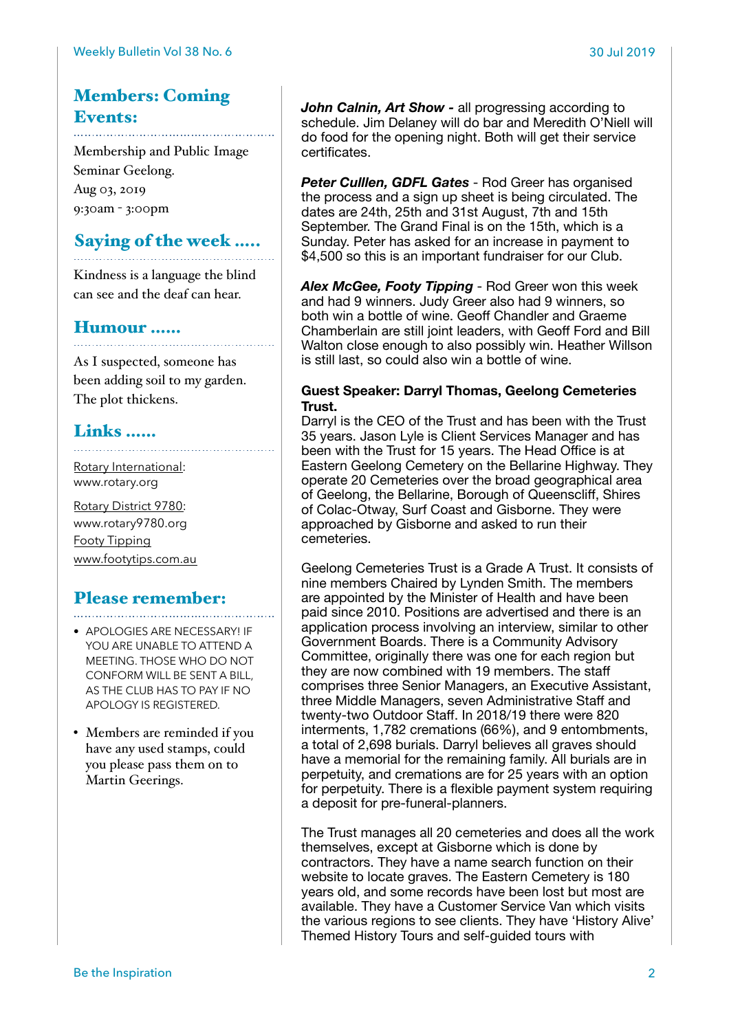## Members: Coming Events:

Membership and Public Image Seminar Geelong.
Aug 03, 2019
9:30am - 3:00pm

## Saying of the week .....

Kindness is a language the blind can see and the deaf can hear.

## Humour ......

As I suspected, someone has been adding soil to my garden. The plot thickens.

## Links ......

Rotary International: www.rotary.org

Rotary District 9780: www.rotary9780.org

Footy Tipping
www.footytips.com.au

## Please remember:

- APOLOGIES ARE NECESSARY! IF YOU ARE UNABLE TO ATTEND A MEETING. THOSE WHO DO NOT CONFORM WILL BE SENT A BILL, AS THE CLUB HAS TO PAY IF NO APOLOGY IS REGISTERED.
- Members are reminded if you have any used stamps, could you please pass them on to Martin Geerings.

***John Calnin, Art Show -*** all progressing according to schedule. Jim Delaney will do bar and Meredith O'Niell will do food for the opening night. Both will get their service certificates.

***Peter Cullen, GDFL Gates*** - Rod Greer has organised the process and a sign up sheet is being circulated. The dates are 24th, 25th and 31st August, 7th and 15th September. The Grand Final is on the 15th, which is a Sunday. Peter has asked for an increase in payment to $4,500 so this is an important fundraiser for our Club.

***Alex McGee, Footy Tipping*** - Rod Greer won this week and had 9 winners. Judy Greer also had 9 winners, so both win a bottle of wine. Geoff Chandler and Graeme Chamberlain are still joint leaders, with Geoff Ford and Bill Walton close enough to also possibly win. Heather Willson is still last, so could also win a bottle of wine.

**Guest Speaker: Darryl Thomas, Geelong Cemeteries Trust.**

Darryl is the CEO of the Trust and has been with the Trust 35 years. Jason Lyle is Client Services Manager and has been with the Trust for 15 years. The Head Office is at Eastern Geelong Cemetery on the Bellarine Highway. They operate 20 Cemeteries over the broad geographical area of Geelong, the Bellarine, Borough of Queenscliff, Shires of Colac-Otway, Surf Coast and Gisborne. They were approached by Gisborne and asked to run their cemeteries.

Geelong Cemeteries Trust is a Grade A Trust. It consists of nine members Chaired by Lynden Smith. The members are appointed by the Minister of Health and have been paid since 2010. Positions are advertised and there is an application process involving an interview, similar to other Government Boards. There is a Community Advisory Committee, originally there was one for each region but they are now combined with 19 members. The staff comprises three Senior Managers, an Executive Assistant, three Middle Managers, seven Administrative Staff and twenty-two Outdoor Staff. In 2018/19 there were 820 interments, 1,782 cremations (66%), and 9 entombments, a total of 2,698 burials. Darryl believes all graves should have a memorial for the remaining family. All burials are in perpetuity, and cremations are for 25 years with an option for perpetuity. There is a flexible payment system requiring a deposit for pre-funeral-planners.

The Trust manages all 20 cemeteries and does all the work themselves, except at Gisborne which is done by contractors. They have a name search function on their website to locate graves. The Eastern Cemetery is 180 years old, and some records have been lost but most are available. They have a Customer Service Van which visits the various regions to see clients. They have 'History Alive' Themed History Tours and self-guided tours with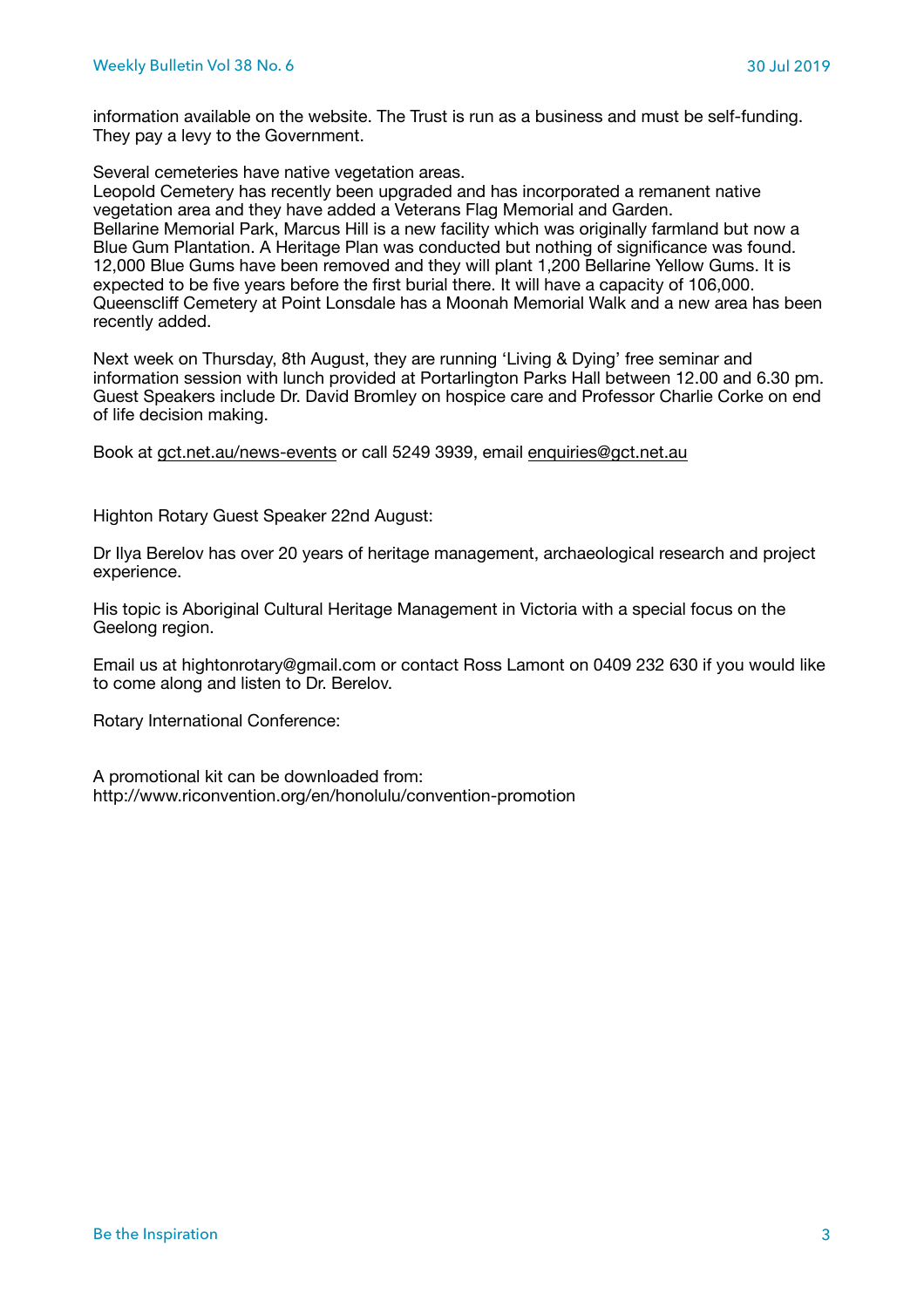information available on the website. The Trust is run as a business and must be self-funding. They pay a levy to the Government.

Several cemeteries have native vegetation areas.
Leopold Cemetery has recently been upgraded and has incorporated a remanent native vegetation area and they have added a Veterans Flag Memorial and Garden.
Bellarine Memorial Park, Marcus Hill is a new facility which was originally farmland but now a Blue Gum Plantation. A Heritage Plan was conducted but nothing of significance was found. 12,000 Blue Gums have been removed and they will plant 1,200 Bellarine Yellow Gums. It is expected to be five years before the first burial there. It will have a capacity of 106,000.
Queenscliff Cemetery at Point Lonsdale has a Moonah Memorial Walk and a new area has been recently added.

Next week on Thursday, 8th August, they are running 'Living & Dying' free seminar and information session with lunch provided at Portarlington Parks Hall between 12.00 and 6.30 pm. Guest Speakers include Dr. David Bromley on hospice care and Professor Charlie Corke on end of life decision making.

Book at gct.net.au/news-events or call 5249 3939, email enquiries@gct.net.au

Highton Rotary Guest Speaker 22nd August:

Dr Ilya Berelov has over 20 years of heritage management, archaeological research and project experience.

His topic is Aboriginal Cultural Heritage Management in Victoria with a special focus on the Geelong region.

Email us at hightonrotary@gmail.com or contact Ross Lamont on 0409 232 630 if you would like to come along and listen to Dr. Berelov.

Rotary International Conference:

A promotional kit can be downloaded from:
http://www.riconvention.org/en/honolulu/convention-promotion